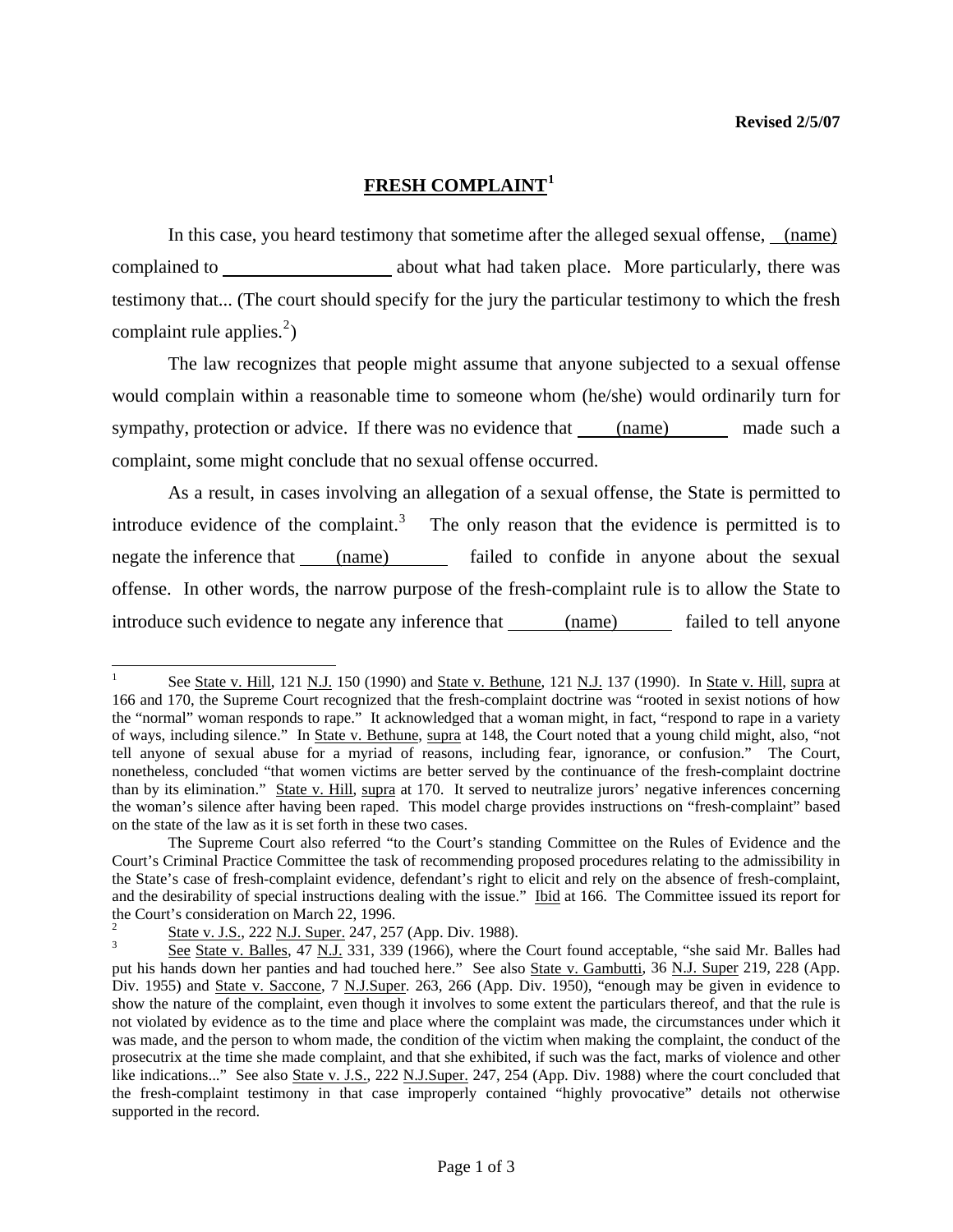**Revised 2/5/07**

# FRESH COMPLAINT[1]

In this case, you heard testimony that sometime after the alleged sexual offense, (name) complained to __________________ about what had taken place. More particularly, there was testimony that... (The court should specify for the jury the particular testimony to which the fresh complaint rule applies.[2])

The law recognizes that people might assume that anyone subjected to a sexual offense would complain within a reasonable time to someone whom (he/she) would ordinarily turn for sympathy, protection or advice. If there was no evidence that (name) made such a complaint, some might conclude that no sexual offense occurred.

As a result, in cases involving an allegation of a sexual offense, the State is permitted to introduce evidence of the complaint.[3] The only reason that the evidence is permitted is to negate the inference that (name) failed to confide in anyone about the sexual offense. In other words, the narrow purpose of the fresh-complaint rule is to allow the State to introduce such evidence to negate any inference that (name) failed to tell anyone

---

[1] See State v. Hill, 121 N.J. 150 (1990) and State v. Bethune, 121 N.J. 137 (1990). In State v. Hill, supra at 166 and 170, the Supreme Court recognized that the fresh-complaint doctrine was "rooted in sexist notions of how the "normal" woman responds to rape." It acknowledged that a woman might, in fact, "respond to rape in a variety of ways, including silence." In State v. Bethune, supra at 148, the Court noted that a young child might, also, "not tell anyone of sexual abuse for a myriad of reasons, including fear, ignorance, or confusion." The Court, nonetheless, concluded "that women victims are better served by the continuance of the fresh-complaint doctrine than by its elimination." State v. Hill, supra at 170. It served to neutralize jurors' negative inferences concerning the woman's silence after having been raped. This model charge provides instructions on "fresh-complaint" based on the state of the law as it is set forth in these two cases.

The Supreme Court also referred "to the Court's standing Committee on the Rules of Evidence and the Court's Criminal Practice Committee the task of recommending proposed procedures relating to the admissibility in the State's case of fresh-complaint evidence, defendant's right to elicit and rely on the absence of fresh-complaint, and the desirability of special instructions dealing with the issue." Ibid at 166. The Committee issued its report for the Court's consideration on March 22, 1996.

[2] State v. J.S., 222 N.J. Super. 247, 257 (App. Div. 1988).

[3] See State v. Balles, 47 N.J. 331, 339 (1966), where the Court found acceptable, "she said Mr. Balles had put his hands down her panties and had touched here." See also State v. Gambutti, 36 N.J. Super 219, 228 (App. Div. 1955) and State v. Saccone, 7 N.J.Super. 263, 266 (App. Div. 1950), "enough may be given in evidence to show the nature of the complaint, even though it involves to some extent the particulars thereof, and that the rule is not violated by evidence as to the time and place where the complaint was made, the circumstances under which it was made, and the person to whom made, the condition of the victim when making the complaint, the conduct of the prosecutrix at the time she made complaint, and that she exhibited, if such was the fact, marks of violence and other like indications..." See also State v. J.S., 222 N.J.Super. 247, 254 (App. Div. 1988) where the court concluded that the fresh-complaint testimony in that case improperly contained "highly provocative" details not otherwise supported in the record.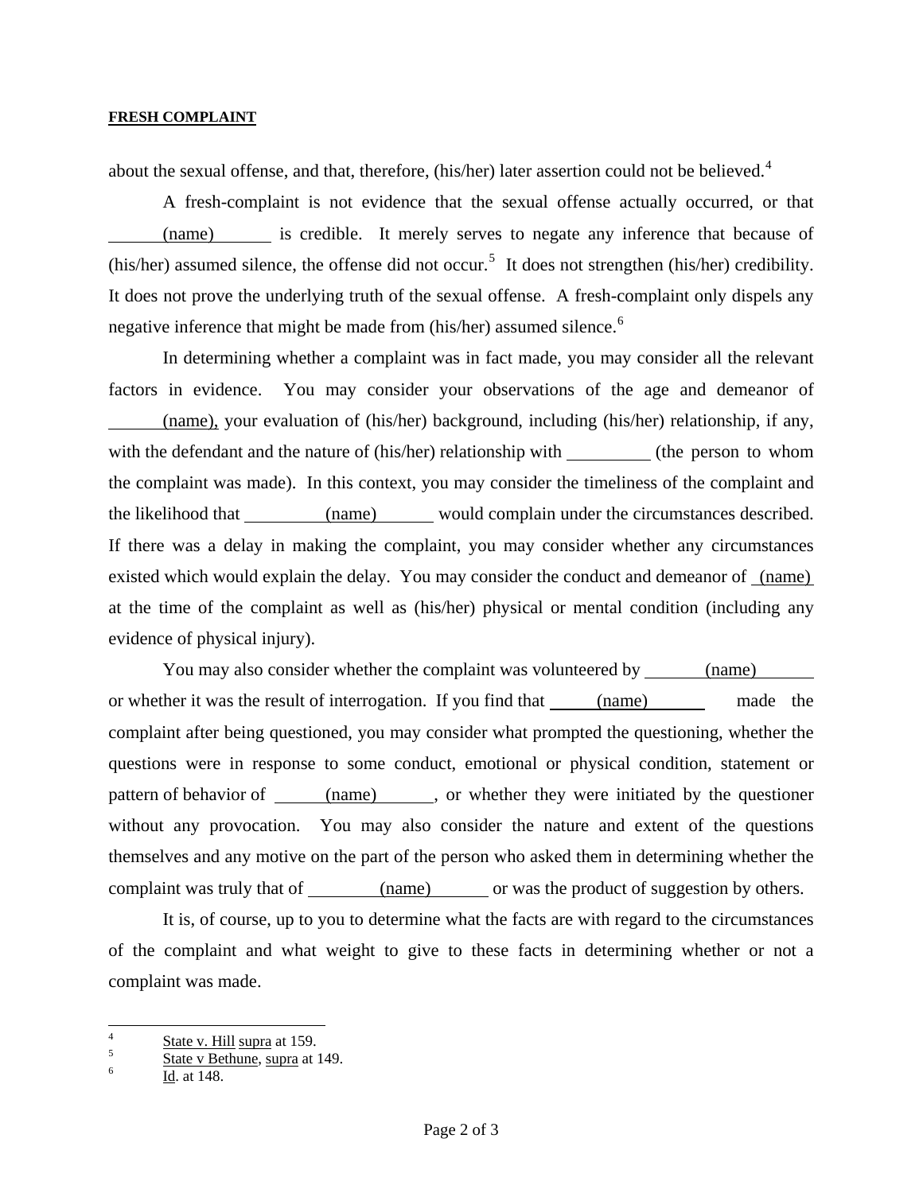about the sexual offense, and that, therefore, (his/her) later assertion could not be believed.[4]

A fresh-complaint is not evidence that the sexual offense actually occurred, or that _______(name)_______ is credible. It merely serves to negate any inference that because of (his/her) assumed silence, the offense did not occur.[5] It does not strengthen (his/her) credibility. It does not prove the underlying truth of the sexual offense. A fresh-complaint only dispels any negative inference that might be made from (his/her) assumed silence.[6]

In determining whether a complaint was in fact made, you may consider all the relevant factors in evidence. You may consider your observations of the age and demeanor of _______(name), your evaluation of (his/her) background, including (his/her) relationship, if any, with the defendant and the nature of (his/her) relationship with __________ (the person to whom the complaint was made). In this context, you may consider the timeliness of the complaint and the likelihood that __________(name)_______ would complain under the circumstances described. If there was a delay in making the complaint, you may consider whether any circumstances existed which would explain the delay. You may consider the conduct and demeanor of _(name)_ at the time of the complaint as well as (his/her) physical or mental condition (including any evidence of physical injury).

You may also consider whether the complaint was volunteered by _______(name)_______ or whether it was the result of interrogation. If you find that ______(name)_______ made the complaint after being questioned, you may consider what prompted the questioning, whether the questions were in response to some conduct, emotional or physical condition, statement or pattern of behavior of ______(name)______, or whether they were initiated by the questioner without any provocation. You may also consider the nature and extent of the questions themselves and any motive on the part of the person who asked them in determining whether the complaint was truly that of _________(name)_______ or was the product of suggestion by others.

It is, of course, up to you to determine what the facts are with regard to the circumstances of the complaint and what weight to give to these facts in determining whether or not a complaint was made.

---

[4] State v. Hill supra at 159.

[5] State v Bethune, supra at 149.

[6] Id. at 148.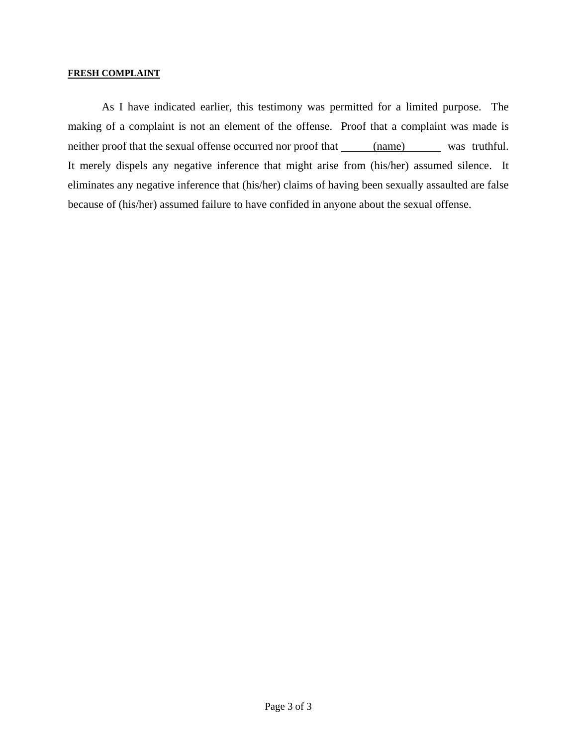**FRESH COMPLAINT**

As I have indicated earlier, this testimony was permitted for a limited purpose. The making of a complaint is not an element of the offense. Proof that a complaint was made is neither proof that the sexual offense occurred nor proof that (name) was truthful. It merely dispels any negative inference that might arise from (his/her) assumed silence. It eliminates any negative inference that (his/her) claims of having been sexually assaulted are false because of (his/her) assumed failure to have confided in anyone about the sexual offense.